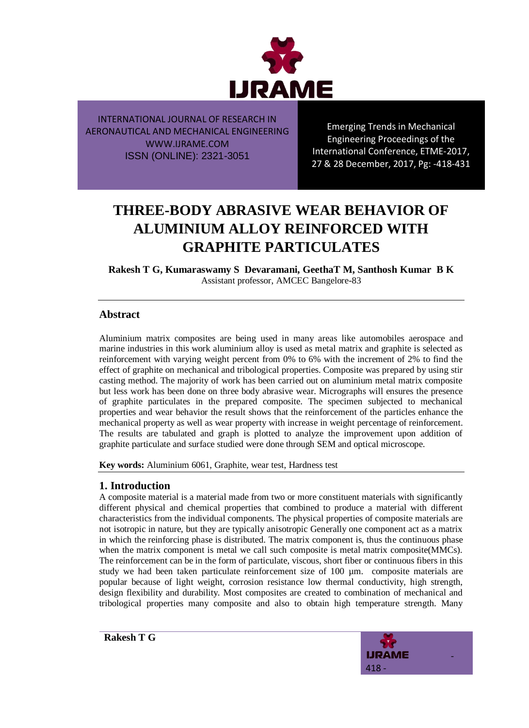INTERNATIONAL JOURNAL OF RESEARCH IN AERONAUTICAL AND MECHANICAL ENGINEERING
WWW.IJRAME.COM
ISSN (ONLINE): 2321-3051

Emerging Trends in Mechanical Engineering Proceedings of the International Conference, ETME-2017, 27 & 28 December, 2017, Pg: -418-431

# THREE-BODY ABRASIVE WEAR BEHAVIOR OF ALUMINIUM ALLOY REINFORCED WITH GRAPHITE PARTICULATES

**Rakesh T G, Kumaraswamy S Devaramani, GeethaT M, Santhosh Kumar B K**
Assistant professor, AMCEC Bangelore-83

## Abstract

Aluminium matrix composites are being used in many areas like automobiles aerospace and marine industries in this work aluminium alloy is used as metal matrix and graphite is selected as reinforcement with varying weight percent from 0% to 6% with the increment of 2% to find the effect of graphite on mechanical and tribological properties. Composite was prepared by using stir casting method. The majority of work has been carried out on aluminium metal matrix composite but less work has been done on three body abrasive wear. Micrographs will ensures the presence of graphite particulates in the prepared composite. The specimen subjected to mechanical properties and wear behavior the result shows that the reinforcement of the particles enhance the mechanical property as well as wear property with increase in weight percentage of reinforcement. The results are tabulated and graph is plotted to analyze the improvement upon addition of graphite particulate and surface studied were done through SEM and optical microscope.

**Key words:** Aluminium 6061, Graphite, wear test, Hardness test

## 1. Introduction

A composite material is a material made from two or more constituent materials with significantly different physical and chemical properties that combined to produce a material with different characteristics from the individual components. The physical properties of composite materials are not isotropic in nature, but they are typically anisotropic Generally one component act as a matrix in which the reinforcing phase is distributed. The matrix component is, thus the continuous phase when the matrix component is metal we call such composite is metal matrix composite(MMCs). The reinforcement can be in the form of particulate, viscous, short fiber or continuous fibers in this study we had been taken particulate reinforcement size of 100 µm. composite materials are popular because of light weight, corrosion resistance low thermal conductivity, high strength, design flexibility and durability. Most composites are created to combination of mechanical and tribological properties many composite and also to obtain high temperature strength. Many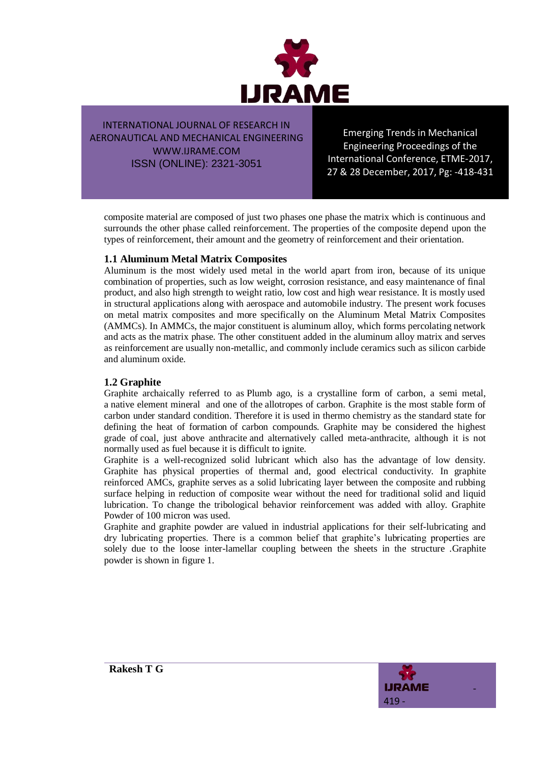composite material are composed of just two phases one phase the matrix which is continuous and surrounds the other phase called reinforcement. The properties of the composite depend upon the types of reinforcement, their amount and the geometry of reinforcement and their orientation.

### 1.1 Aluminum Metal Matrix Composites

Aluminum is the most widely used metal in the world apart from iron, because of its unique combination of properties, such as low weight, corrosion resistance, and easy maintenance of final product, and also high strength to weight ratio, low cost and high wear resistance. It is mostly used in structural applications along with aerospace and automobile industry. The present work focuses on metal matrix composites and more specifically on the Aluminum Metal Matrix Composites (AMMCs). In AMMCs, the major constituent is aluminum alloy, which forms percolating network and acts as the matrix phase. The other constituent added in the aluminum alloy matrix and serves as reinforcement are usually non-metallic, and commonly include ceramics such as silicon carbide and aluminum oxide.

### 1.2 Graphite

Graphite archaically referred to as Plumb ago, is a crystalline form of carbon, a semi metal, a native element mineral and one of the allotropes of carbon. Graphite is the most stable form of carbon under standard condition. Therefore it is used in thermo chemistry as the standard state for defining the heat of formation of carbon compounds. Graphite may be considered the highest grade of coal, just above anthracite and alternatively called meta-anthracite, although it is not normally used as fuel because it is difficult to ignite.

Graphite is a well-recognized solid lubricant which also has the advantage of low density. Graphite has physical properties of thermal and, good electrical conductivity. In graphite reinforced AMCs, graphite serves as a solid lubricating layer between the composite and rubbing surface helping in reduction of composite wear without the need for traditional solid and liquid lubrication. To change the tribological behavior reinforcement was added with alloy. Graphite Powder of 100 micron was used.

Graphite and graphite powder are valued in industrial applications for their self-lubricating and dry lubricating properties. There is a common belief that graphite's lubricating properties are solely due to the loose inter-lamellar coupling between the sheets in the structure .Graphite powder is shown in figure 1.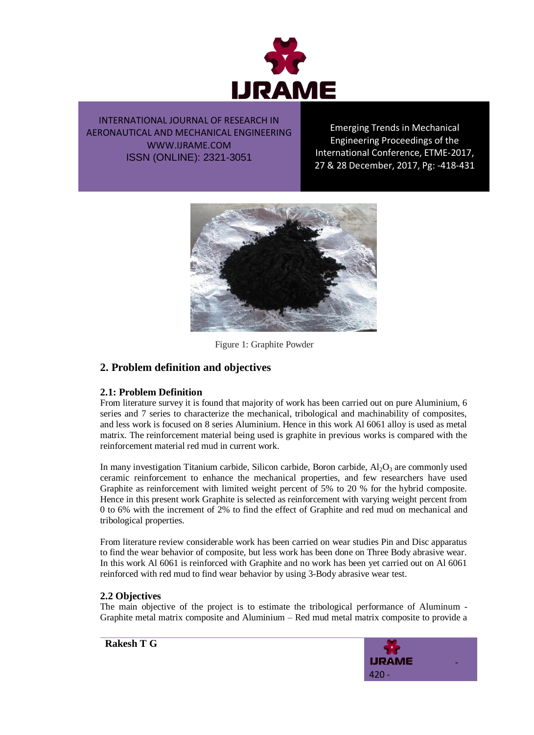Figure 1: Graphite Powder

## 2. Problem definition and objectives

### 2.1: Problem Definition

From literature survey it is found that majority of work has been carried out on pure Aluminium, 6 series and 7 series to characterize the mechanical, tribological and machinability of composites, and less work is focused on 8 series Aluminium. Hence in this work Al 6061 alloy is used as metal matrix. The reinforcement material being used is graphite in previous works is compared with the reinforcement material red mud in current work.

In many investigation Titanium carbide, Silicon carbide, Boron carbide, $Al_2O_3$ are commonly used ceramic reinforcement to enhance the mechanical properties, and few researchers have used Graphite as reinforcement with limited weight percent of 5% to 20 % for the hybrid composite. Hence in this present work Graphite is selected as reinforcement with varying weight percent from 0 to 6% with the increment of 2% to find the effect of Graphite and red mud on mechanical and tribological properties.

From literature review considerable work has been carried on wear studies Pin and Disc apparatus to find the wear behavior of composite, but less work has been done on Three Body abrasive wear. In this work Al 6061 is reinforced with Graphite and no work has been yet carried out on Al 6061 reinforced with red mud to find wear behavior by using 3-Body abrasive wear test.

### 2.2 Objectives

The main objective of the project is to estimate the tribological performance of Aluminum - Graphite metal matrix composite and Aluminium – Red mud metal matrix composite to provide a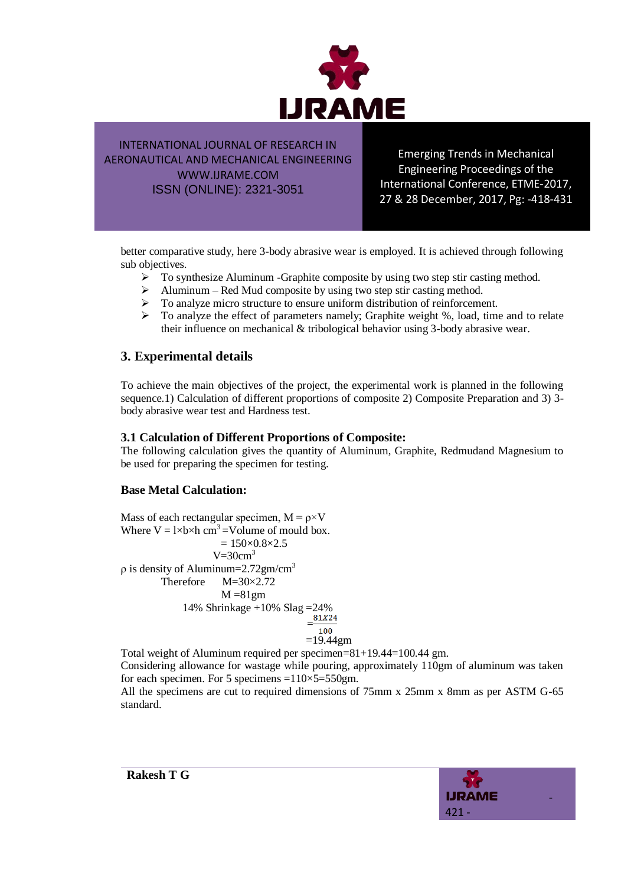better comparative study, here 3-body abrasive wear is employed. It is achieved through following sub objectives.

- To synthesize Aluminum -Graphite composite by using two step stir casting method.
- Aluminum – Red Mud composite by using two step stir casting method.
- To analyze micro structure to ensure uniform distribution of reinforcement.
- To analyze the effect of parameters namely; Graphite weight %, load, time and to relate their influence on mechanical & tribological behavior using 3-body abrasive wear.

## 3. Experimental details

To achieve the main objectives of the project, the experimental work is planned in the following sequence.1) Calculation of different proportions of composite 2) Composite Preparation and 3) 3-body abrasive wear test and Hardness test.

### 3.1 Calculation of Different Proportions of Composite:

The following calculation gives the quantity of Aluminum, Graphite, Redmudand Magnesium to be used for preparing the specimen for testing.

**Base Metal Calculation:**

Mass of each rectangular specimen, $M = \rho \times V$

Where $V = l \times b \times h$ $cm^3$ =Volume of mould box.

$= 150 \times 0.8 \times 2.5$

$V = 30cm^3$

$\rho$ is density of Aluminum=2.72gm/$cm^3$

Therefore $M = 30 \times 2.72$

$M = 81gm$

14% Shrinkage +10% Slag =24%

$= \frac{81 X 24}{100}$

=19.44gm

Total weight of Aluminum required per specimen=81+19.44=100.44 gm.

Considering allowance for wastage while pouring, approximately 110gm of aluminum was taken for each specimen. For 5 specimens =110×5=550gm.

All the specimens are cut to required dimensions of 75mm x 25mm x 8mm as per ASTM G-65 standard.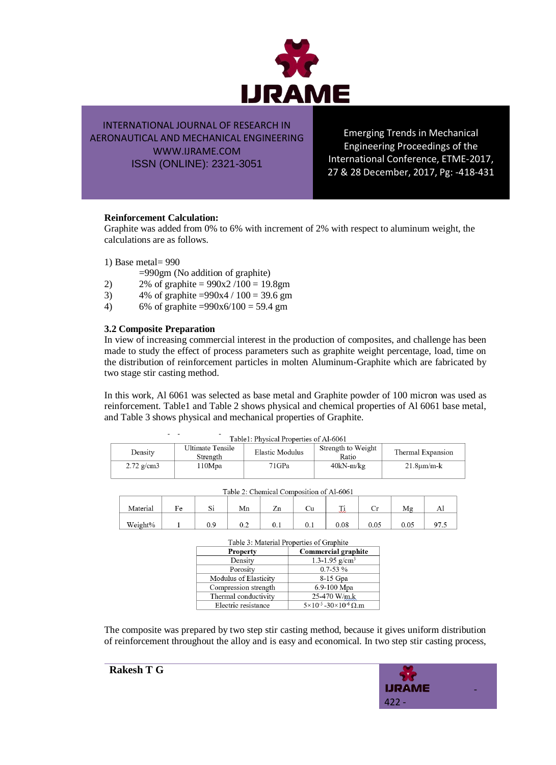**Reinforcement Calculation:**
Graphite was added from 0% to 6% with increment of 2% with respect to aluminum weight, the calculations are as follows.

1) Base metal= 990
   =990gm (No addition of graphite)
2) 2% of graphite = 990x2 /100 = 19.8gm
3) 4% of graphite =990x4 / 100 = 39.6 gm
4) 6% of graphite =990x6/100 = 59.4 gm

### 3.2 Composite Preparation

In view of increasing commercial interest in the production of composites, and challenge has been made to study the effect of process parameters such as graphite weight percentage, load, time on the distribution of reinforcement particles in molten Aluminum-Graphite which are fabricated by two stage stir casting method.

In this work, Al 6061 was selected as base metal and Graphite powder of 100 micron was used as reinforcement. Table1 and Table 2 shows physical and chemical properties of Al 6061 base metal, and Table 3 shows physical and mechanical properties of Graphite.

Table1: Physical Properties of Al-6061

| Density | Ultimate Tensile Strength | Elastic Modulus | Strength to Weight Ratio | Thermal Expansion |
|---|---|---|---|---|
| 2.72 g/cm3 | 110Mpa | 71GPa | 40kN-m/kg | 21.8µm/m-k |

Table 2: Chemical Composition of Al-6061

| Material | Fe | Si | Mn | Zn | Cu | Ti | Cr | Mg | Al |
|---|---|---|---|---|---|---|---|---|---|
| Weight% | 1 | 0.9 | 0.2 | 0.1 | 0.1 | 0.08 | 0.05 | 0.05 | 97.5 |

Table 3: Material Properties of Graphite

| Property | Commercial graphite |
|---|---|
| Density | 1.3-1.95 g/cm$^3$ |
| Porosity | 0.7-53 % |
| Modulus of Elasticity | 8-15 Gpa |
| Compression strength | 6.9-100 Mpa |
| Thermal conductivity | 25-470 W/m.k |
| Electric resistance | $5\times10^{-5}$ -$30\times10^{-6}$ Ω.m |

The composite was prepared by two step stir casting method, because it gives uniform distribution of reinforcement throughout the alloy and is easy and economical. In two step stir casting process,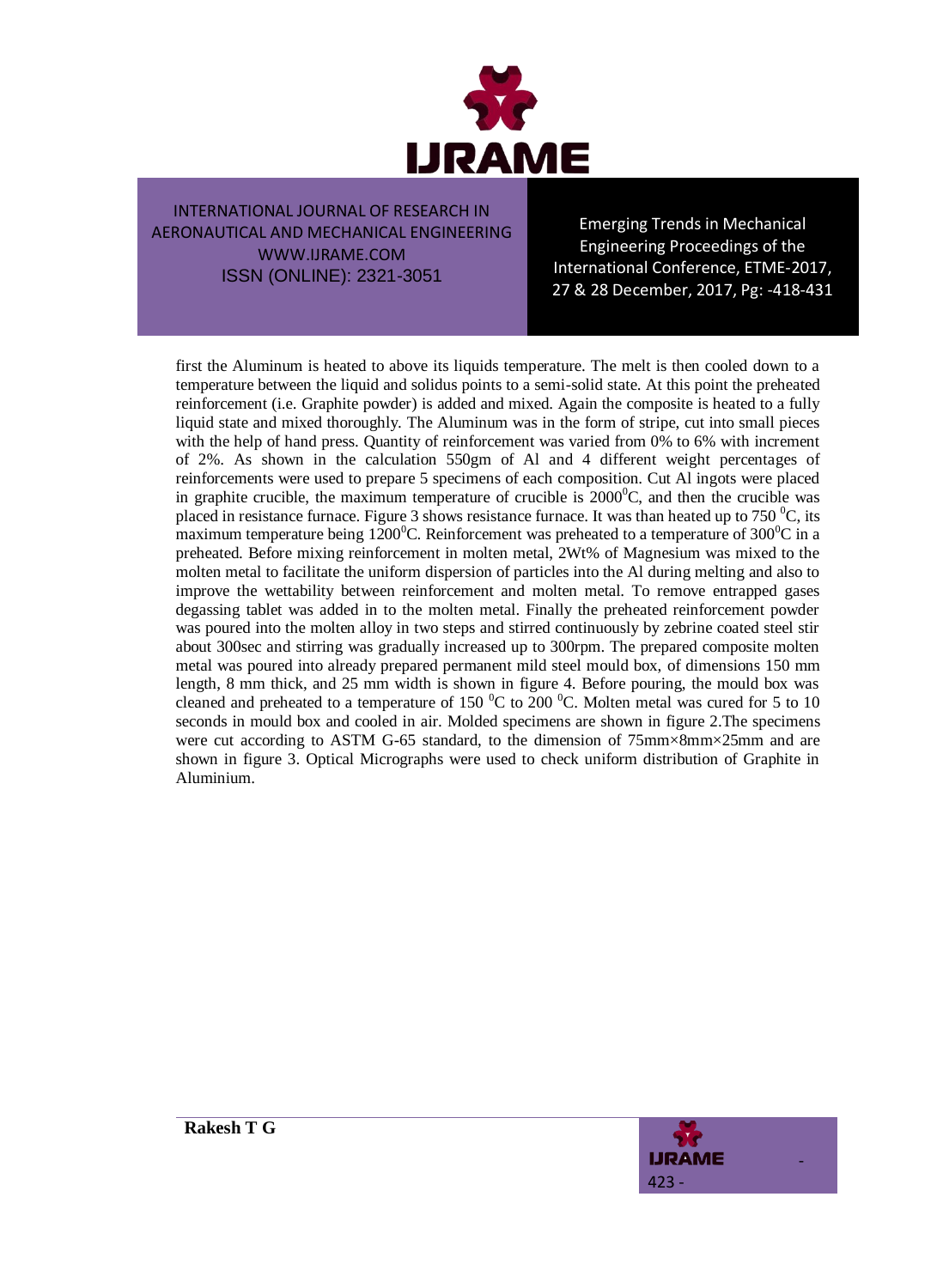first the Aluminum is heated to above its liquids temperature. The melt is then cooled down to a temperature between the liquid and solidus points to a semi-solid state. At this point the preheated reinforcement (i.e. Graphite powder) is added and mixed. Again the composite is heated to a fully liquid state and mixed thoroughly. The Aluminum was in the form of stripe, cut into small pieces with the help of hand press. Quantity of reinforcement was varied from 0% to 6% with increment of 2%. As shown in the calculation 550gm of Al and 4 different weight percentages of reinforcements were used to prepare 5 specimens of each composition. Cut Al ingots were placed in graphite crucible, the maximum temperature of crucible is $2000^0$C, and then the crucible was placed in resistance furnace. Figure 3 shows resistance furnace. It was than heated up to 750 $^0$C, its maximum temperature being $1200^0$C. Reinforcement was preheated to a temperature of $300^0$C in a preheated. Before mixing reinforcement in molten metal, 2Wt% of Magnesium was mixed to the molten metal to facilitate the uniform dispersion of particles into the Al during melting and also to improve the wettability between reinforcement and molten metal. To remove entrapped gases degassing tablet was added in to the molten metal. Finally the preheated reinforcement powder was poured into the molten alloy in two steps and stirred continuously by zebrine coated steel stir about 300sec and stirring was gradually increased up to 300rpm. The prepared composite molten metal was poured into already prepared permanent mild steel mould box, of dimensions 150 mm length, 8 mm thick, and 25 mm width is shown in figure 4. Before pouring, the mould box was cleaned and preheated to a temperature of 150 $^0$C to 200 $^0$C. Molten metal was cured for 5 to 10 seconds in mould box and cooled in air. Molded specimens are shown in figure 2.The specimens were cut according to ASTM G-65 standard, to the dimension of 75mm×8mm×25mm and are shown in figure 3. Optical Micrographs were used to check uniform distribution of Graphite in Aluminium.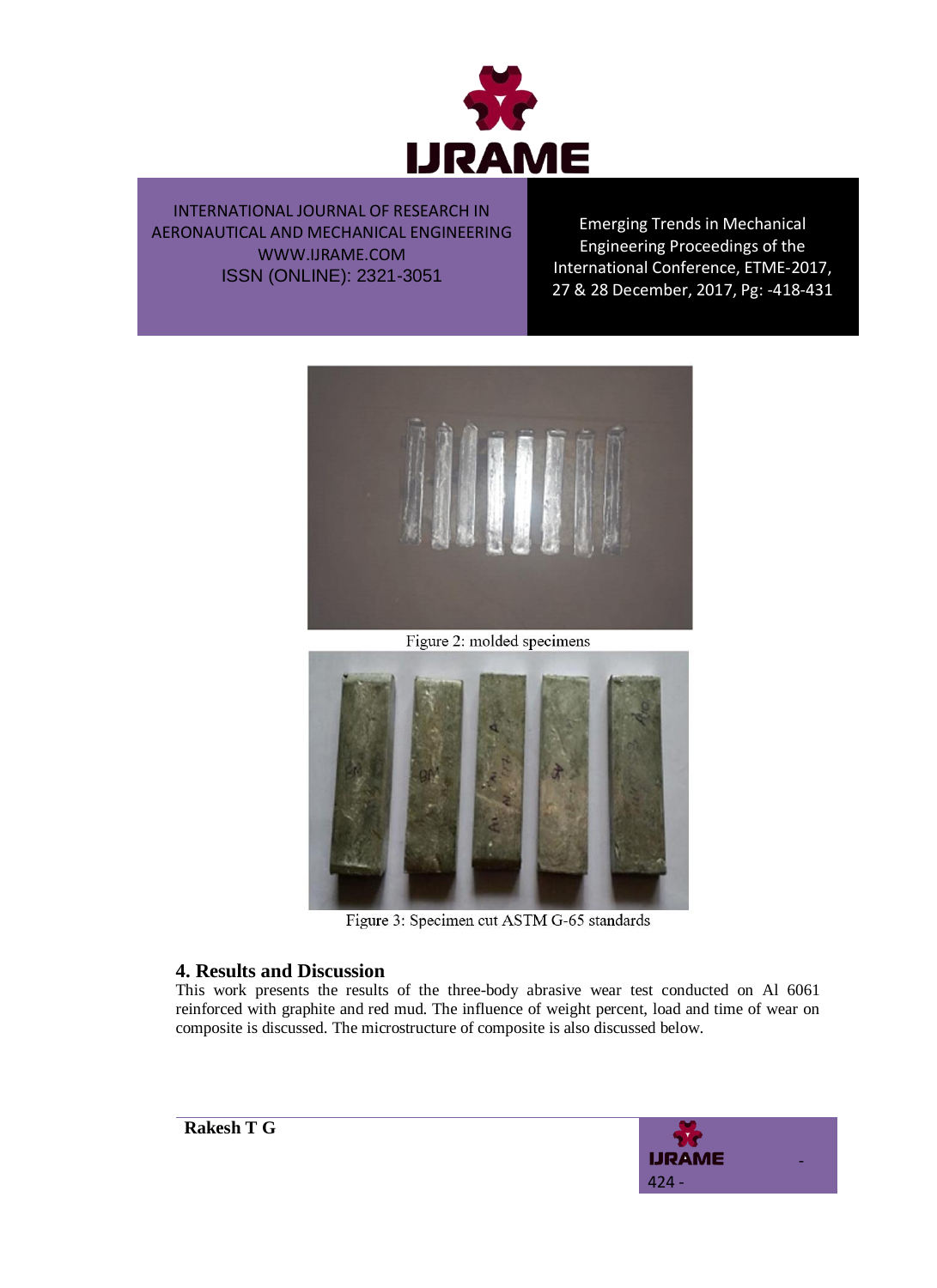Figure 2: molded specimens

Figure 3: Specimen cut ASTM G-65 standards

## 4. Results and Discussion

This work presents the results of the three-body abrasive wear test conducted on Al 6061 reinforced with graphite and red mud. The influence of weight percent, load and time of wear on composite is discussed. The microstructure of composite is also discussed below.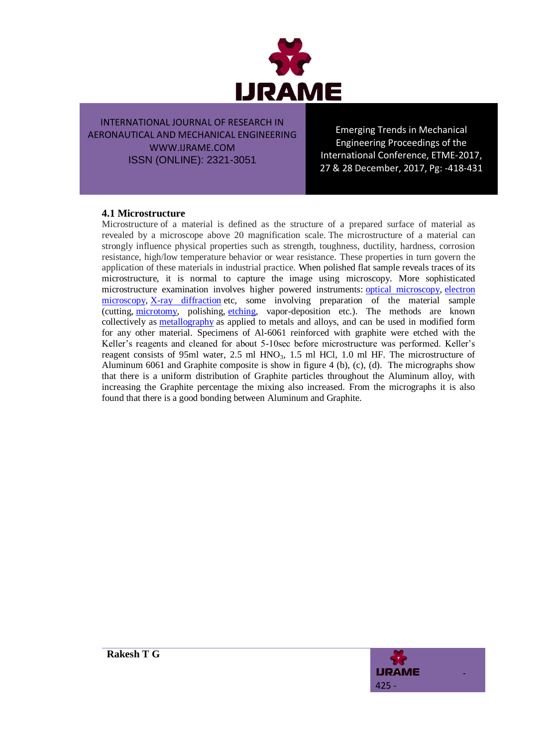### 4.1 Microstructure

Microstructure of a material is defined as the structure of a prepared surface of material as revealed by a microscope above 20 magnification scale. The microstructure of a material can strongly influence physical properties such as strength, toughness, ductility, hardness, corrosion resistance, high/low temperature behavior or wear resistance. These properties in turn govern the application of these materials in industrial practice. When polished flat sample reveals traces of its microstructure, it is normal to capture the image using microscopy. More sophisticated microstructure examination involves higher powered instruments: optical microscopy, electron microscopy, X-ray diffraction etc, some involving preparation of the material sample (cutting, microtomy, polishing, etching, vapor-deposition etc.). The methods are known collectively as metallography as applied to metals and alloys, and can be used in modified form for any other material. Specimens of Al-6061 reinforced with graphite were etched with the Keller's reagents and cleaned for about 5-10sec before microstructure was performed. Keller's reagent consists of 95ml water, 2.5 ml $HNO_3$, 1.5 ml HCl, 1.0 ml HF. The microstructure of Aluminum 6061 and Graphite composite is show in figure 4 (b), (c), (d). The micrographs show that there is a uniform distribution of Graphite particles throughout the Aluminum alloy, with increasing the Graphite percentage the mixing also increased. From the micrographs it is also found that there is a good bonding between Aluminum and Graphite.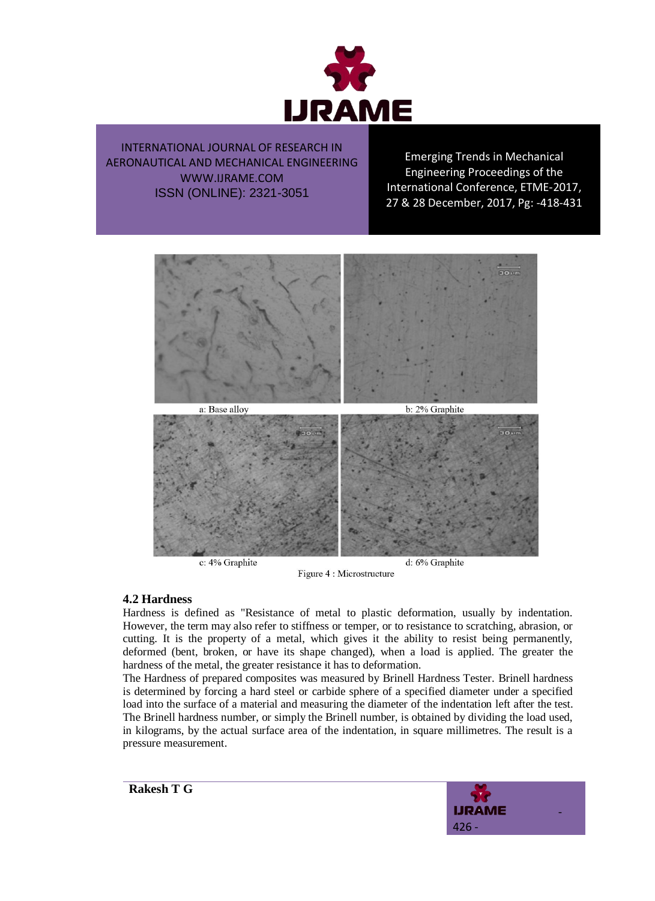a: Base alloy

b: 2% Graphite

c: 4% Graphite

d: 6% Graphite

Figure 4 : Microstructure

## 4.2 Hardness

Hardness is defined as "Resistance of metal to plastic deformation, usually by indentation. However, the term may also refer to stiffness or temper, or to resistance to scratching, abrasion, or cutting. It is the property of a metal, which gives it the ability to resist being permanently, deformed (bent, broken, or have its shape changed), when a load is applied. The greater the hardness of the metal, the greater resistance it has to deformation.

The Hardness of prepared composites was measured by Brinell Hardness Tester. Brinell hardness is determined by forcing a hard steel or carbide sphere of a specified diameter under a specified load into the surface of a material and measuring the diameter of the indentation left after the test. The Brinell hardness number, or simply the Brinell number, is obtained by dividing the load used, in kilograms, by the actual surface area of the indentation, in square millimetres. The result is a pressure measurement.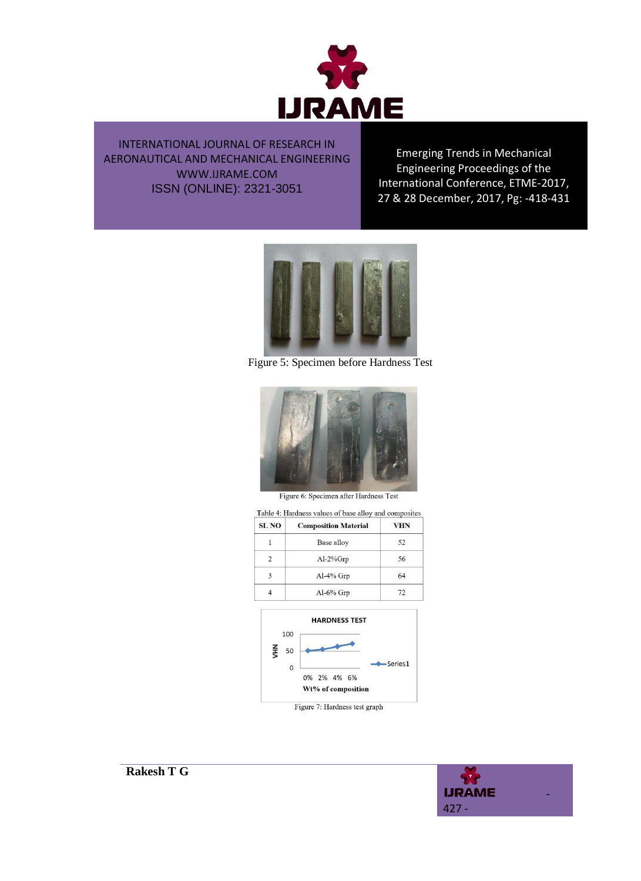Figure 5: Specimen before Hardness Test

Figure 6: Specimen after Hardness Test

Table 4: Hardness values of base alloy and composites

| SL NO | Composition Material | VHN |
|---|---|---|
| 1 | Base alloy | 52 |
| 2 | Al-2%Grp | 56 |
| 3 | Al-4% Grp | 64 |
| 4 | Al-6% Grp | 72 |

Figure 7: Hardness test graph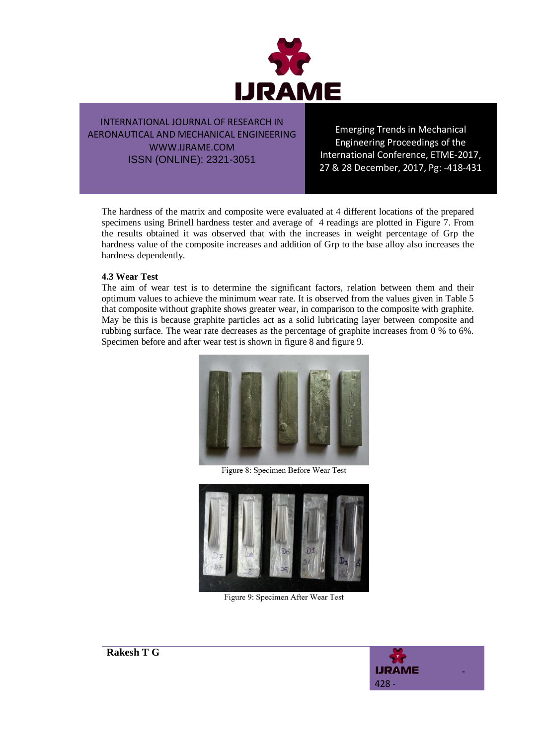The hardness of the matrix and composite were evaluated at 4 different locations of the prepared specimens using Brinell hardness tester and average of 4 readings are plotted in Figure 7. From the results obtained it was observed that with the increases in weight percentage of Grp the hardness value of the composite increases and addition of Grp to the base alloy also increases the hardness dependently.

### 4.3 Wear Test

The aim of wear test is to determine the significant factors, relation between them and their optimum values to achieve the minimum wear rate. It is observed from the values given in Table 5 that composite without graphite shows greater wear, in comparison to the composite with graphite. May be this is because graphite particles act as a solid lubricating layer between composite and rubbing surface. The wear rate decreases as the percentage of graphite increases from 0 % to 6%. Specimen before and after wear test is shown in figure 8 and figure 9.

Figure 8: Specimen Before Wear Test

Figure 9: Specimen After Wear Test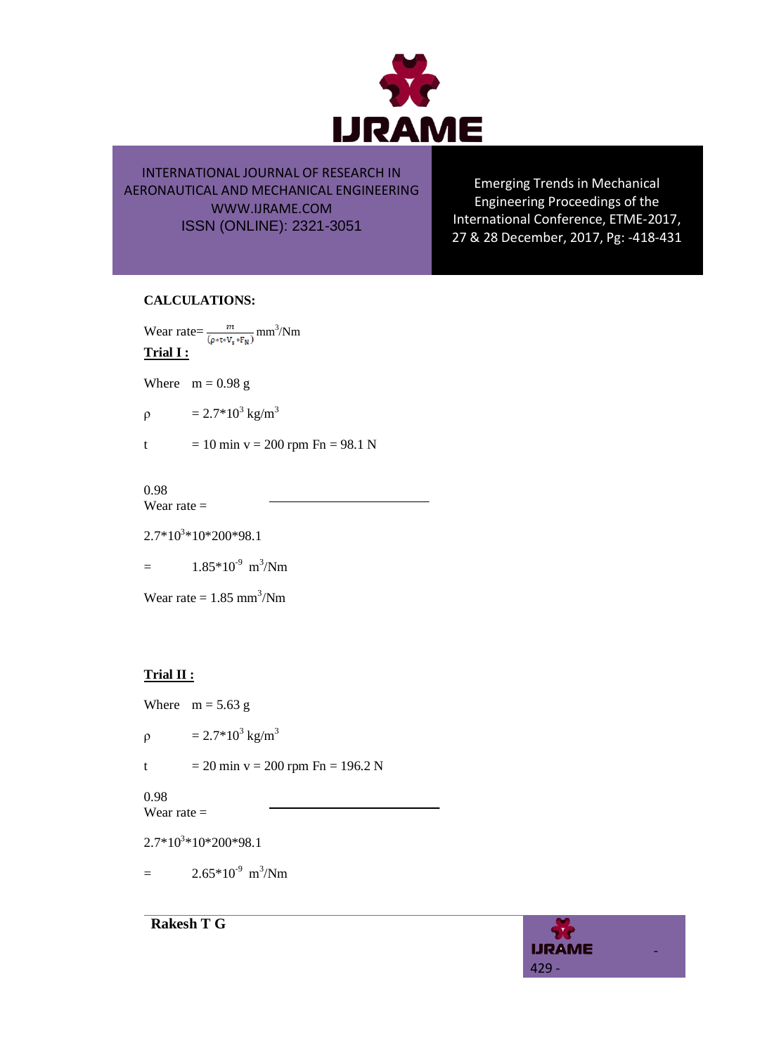**CALCULATIONS:**

Wear rate= $\frac{m}{(\rho * t * V_s * F_N)}$ mm$^3$/Nm

**Trial I :**

Where m = 0.98 g

$\rho$ = $2.7*10^3$ kg/m$^3$

t = 10 min v = 200 rpm Fn = 98.1 N

$$\text{Wear rate} = \frac{0.98}{2.7*10^3*10*200*98.1}$$

= $1.85*10^{-9}$ m$^3$/Nm

Wear rate = 1.85 mm$^3$/Nm

**Trial II :**

Where m = 5.63 g

$\rho$ = $2.7*10^3$ kg/m$^3$

t = 20 min v = 200 rpm Fn = 196.2 N

$$\text{Wear rate} = \frac{0.98}{2.7*10^3*10*200*98.1}$$

= $2.65*10^{-9}$ m$^3$/Nm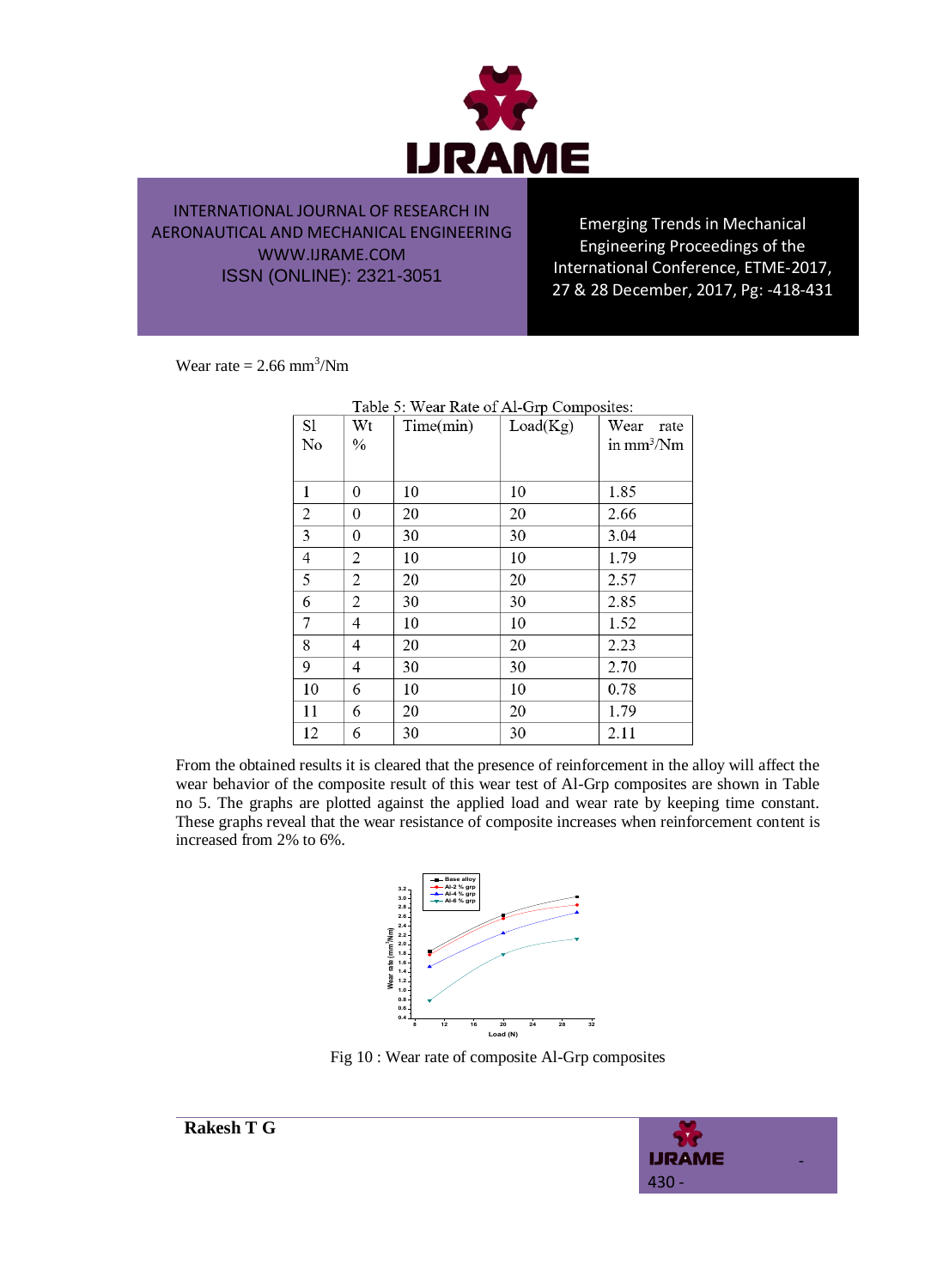Wear rate = 2.66 $mm^3/Nm$

Table 5: Wear Rate of Al-Grp Composites:

| Sl No | Wt % | Time(min) | Load(Kg) | Wear rate in $mm^3/Nm$ |
|---|---|---|---|---|
| 1 | 0 | 10 | 10 | 1.85 |
| 2 | 0 | 20 | 20 | 2.66 |
| 3 | 0 | 30 | 30 | 3.04 |
| 4 | 2 | 10 | 10 | 1.79 |
| 5 | 2 | 20 | 20 | 2.57 |
| 6 | 2 | 30 | 30 | 2.85 |
| 7 | 4 | 10 | 10 | 1.52 |
| 8 | 4 | 20 | 20 | 2.23 |
| 9 | 4 | 30 | 30 | 2.70 |
| 10 | 6 | 10 | 10 | 0.78 |
| 11 | 6 | 20 | 20 | 1.79 |
| 12 | 6 | 30 | 30 | 2.11 |

From the obtained results it is cleared that the presence of reinforcement in the alloy will affect the wear behavior of the composite result of this wear test of Al-Grp composites are shown in Table no 5. The graphs are plotted against the applied load and wear rate by keeping time constant. These graphs reveal that the wear resistance of composite increases when reinforcement content is increased from 2% to 6%.

Fig 10 : Wear rate of composite Al-Grp composites

**Rakesh T G**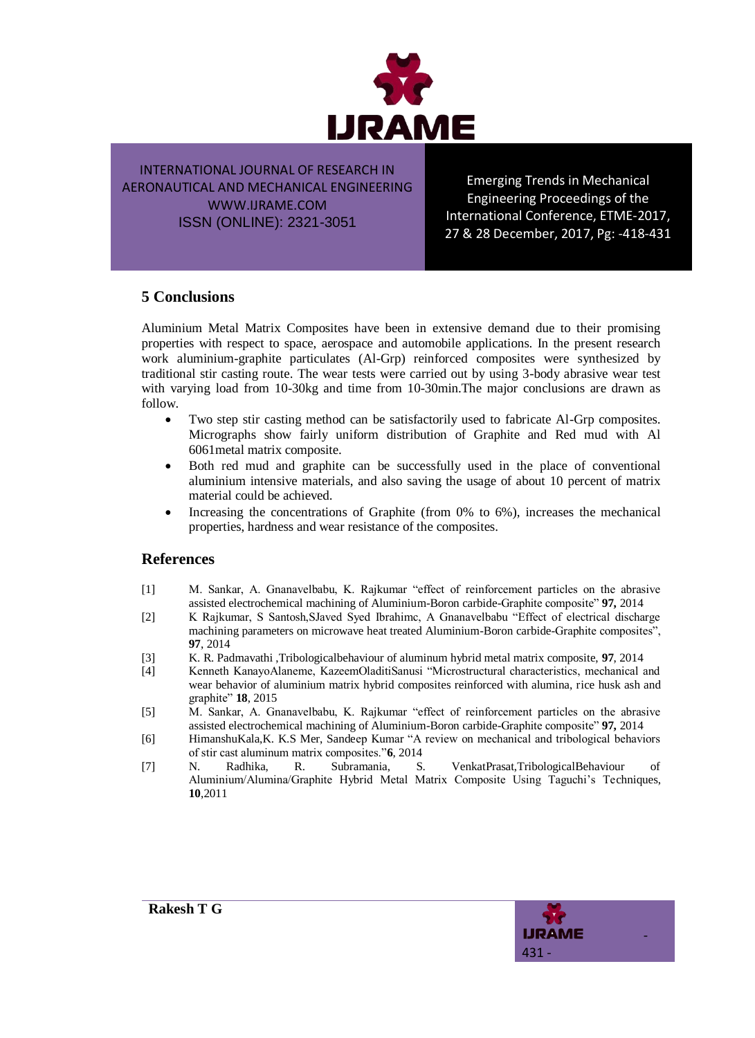## 5 Conclusions

Aluminium Metal Matrix Composites have been in extensive demand due to their promising properties with respect to space, aerospace and automobile applications. In the present research work aluminium-graphite particulates (Al-Grp) reinforced composites were synthesized by traditional stir casting route. The wear tests were carried out by using 3-body abrasive wear test with varying load from 10-30kg and time from 10-30min.The major conclusions are drawn as follow.

- Two step stir casting method can be satisfactorily used to fabricate Al-Grp composites. Micrographs show fairly uniform distribution of Graphite and Red mud with Al 6061metal matrix composite.
- Both red mud and graphite can be successfully used in the place of conventional aluminium intensive materials, and also saving the usage of about 10 percent of matrix material could be achieved.
- Increasing the concentrations of Graphite (from 0% to 6%), increases the mechanical properties, hardness and wear resistance of the composites.

## References

[1] M. Sankar, A. Gnanavelbabu, K. Rajkumar "effect of reinforcement particles on the abrasive assisted electrochemical machining of Aluminium-Boron carbide-Graphite composite" **97,** 2014

[2] K Rajkumar, S Santosh,SJaved Syed Ibrahimc, A Gnanavelbabu "Effect of electrical discharge machining parameters on microwave heat treated Aluminium-Boron carbide-Graphite composites", **97**, 2014

[3] K. R. Padmavathi ,Tribologicalbehaviour of aluminum hybrid metal matrix composite, **97**, 2014

[4] Kenneth KanayoAlaneme, KazeemOladitiSanusi "Microstructural characteristics, mechanical and wear behavior of aluminium matrix hybrid composites reinforced with alumina, rice husk ash and graphite" **18**, 2015

[5] M. Sankar, A. Gnanavelbabu, K. Rajkumar "effect of reinforcement particles on the abrasive assisted electrochemical machining of Aluminium-Boron carbide-Graphite composite" **97,** 2014

[6] HimanshuKala,K. K.S Mer, Sandeep Kumar "A review on mechanical and tribological behaviors of stir cast aluminum matrix composites."**6**, 2014

[7] N. Radhika, R. Subramania, S. VenkatPrasat,TribologicalBehaviour of Aluminium/Alumina/Graphite Hybrid Metal Matrix Composite Using Taguchi's Techniques, **10**,2011